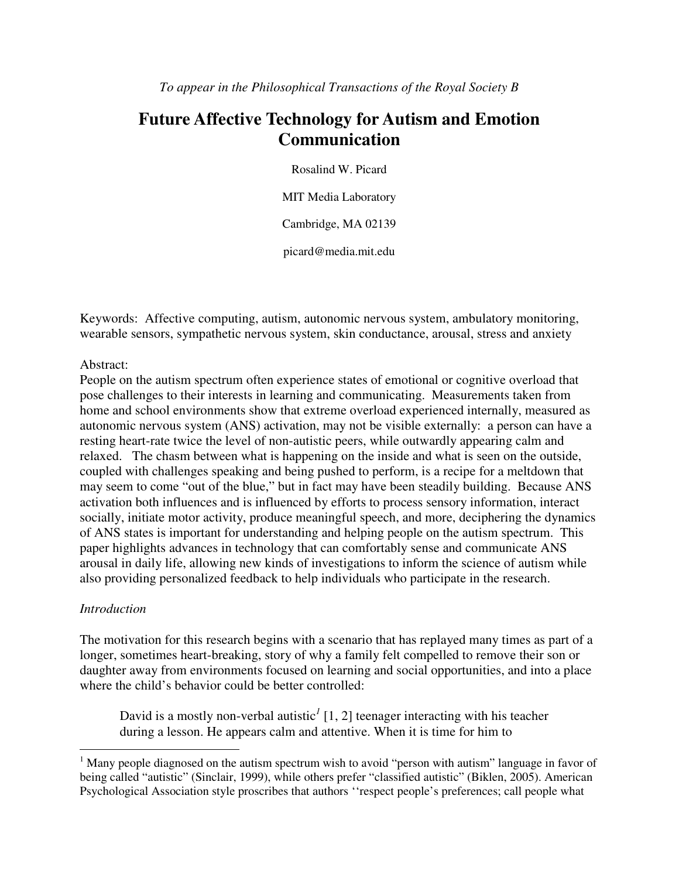*To appear in the Philosophical Transactions of the Royal Society B*

# Future Affective Technology for Autism and Emotion Communication

Rosalind W. Picard

MIT Media Laboratory

Cambridge, MA 02139

picard@media.mit.edu

Keywords: Affective computing, autism, autonomic nervous system, ambulatory monitoring, wearable sensors, sympathetic nervous system, skin conductance, arousal, stress and anxiety

Abstract:

People on the autism spectrum often experience states of emotional or cognitive overload that pose challenges to their interests in learning and communicating. Measurements taken from home and school environments show that extreme overload experienced internally, measured as autonomic nervous system (ANS) activation, may not be visible externally: a person can have a resting heart-rate twice the level of non-autistic peers, while outwardly appearing calm and relaxed. The chasm between what is happening on the inside and what is seen on the outside, coupled with challenges speaking and being pushed to perform, is a recipe for a meltdown that may seem to come "out of the blue," but in fact may have been steadily building. Because ANS activation both influences and is influenced by efforts to process sensory information, interact socially, initiate motor activity, produce meaningful speech, and more, deciphering the dynamics of ANS states is important for understanding and helping people on the autism spectrum. This paper highlights advances in technology that can comfortably sense and communicate ANS arousal in daily life, allowing new kinds of investigations to inform the science of autism while also providing personalized feedback to help individuals who participate in the research.

*Introduction*

The motivation for this research begins with a scenario that has replayed many times as part of a longer, sometimes heart-breaking, story of why a family felt compelled to remove their son or daughter away from environments focused on learning and social opportunities, and into a place where the child's behavior could be better controlled:

> David is a mostly non-verbal autistic[1] [1, 2] teenager interacting with his teacher during a lesson. He appears calm and attentive. When it is time for him to

[1] Many people diagnosed on the autism spectrum wish to avoid "person with autism" language in favor of being called "autistic" (Sinclair, 1999), while others prefer "classified autistic" (Biklen, 2005). American Psychological Association style proscribes that authors ''respect people's preferences; call people what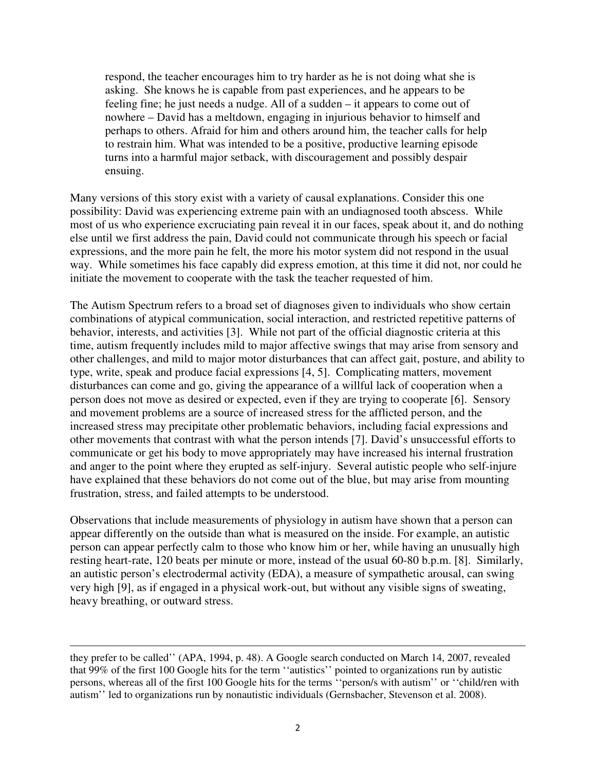> respond, the teacher encourages him to try harder as he is not doing what she is asking. She knows he is capable from past experiences, and he appears to be feeling fine; he just needs a nudge. All of a sudden – it appears to come out of nowhere – David has a meltdown, engaging in injurious behavior to himself and perhaps to others. Afraid for him and others around him, the teacher calls for help to restrain him. What was intended to be a positive, productive learning episode turns into a harmful major setback, with discouragement and possibly despair ensuing.

Many versions of this story exist with a variety of causal explanations. Consider this one possibility: David was experiencing extreme pain with an undiagnosed tooth abscess. While most of us who experience excruciating pain reveal it in our faces, speak about it, and do nothing else until we first address the pain, David could not communicate through his speech or facial expressions, and the more pain he felt, the more his motor system did not respond in the usual way. While sometimes his face capably did express emotion, at this time it did not, nor could he initiate the movement to cooperate with the task the teacher requested of him.

The Autism Spectrum refers to a broad set of diagnoses given to individuals who show certain combinations of atypical communication, social interaction, and restricted repetitive patterns of behavior, interests, and activities [3]. While not part of the official diagnostic criteria at this time, autism frequently includes mild to major affective swings that may arise from sensory and other challenges, and mild to major motor disturbances that can affect gait, posture, and ability to type, write, speak and produce facial expressions [4, 5]. Complicating matters, movement disturbances can come and go, giving the appearance of a willful lack of cooperation when a person does not move as desired or expected, even if they are trying to cooperate [6]. Sensory and movement problems are a source of increased stress for the afflicted person, and the increased stress may precipitate other problematic behaviors, including facial expressions and other movements that contrast with what the person intends [7]. David's unsuccessful efforts to communicate or get his body to move appropriately may have increased his internal frustration and anger to the point where they erupted as self-injury. Several autistic people who self-injure have explained that these behaviors do not come out of the blue, but may arise from mounting frustration, stress, and failed attempts to be understood.

Observations that include measurements of physiology in autism have shown that a person can appear differently on the outside than what is measured on the inside. For example, an autistic person can appear perfectly calm to those who know him or her, while having an unusually high resting heart-rate, 120 beats per minute or more, instead of the usual 60-80 b.p.m. [8]. Similarly, an autistic person's electrodermal activity (EDA), a measure of sympathetic arousal, can swing very high [9], as if engaged in a physical work-out, but without any visible signs of sweating, heavy breathing, or outward stress.

---

they prefer to be called'' (APA, 1994, p. 48). A Google search conducted on March 14, 2007, revealed that 99% of the first 100 Google hits for the term ''autistics'' pointed to organizations run by autistic persons, whereas all of the first 100 Google hits for the terms ''person/s with autism'' or ''child/ren with autism'' led to organizations run by nonautistic individuals (Gernsbacher, Stevenson et al. 2008).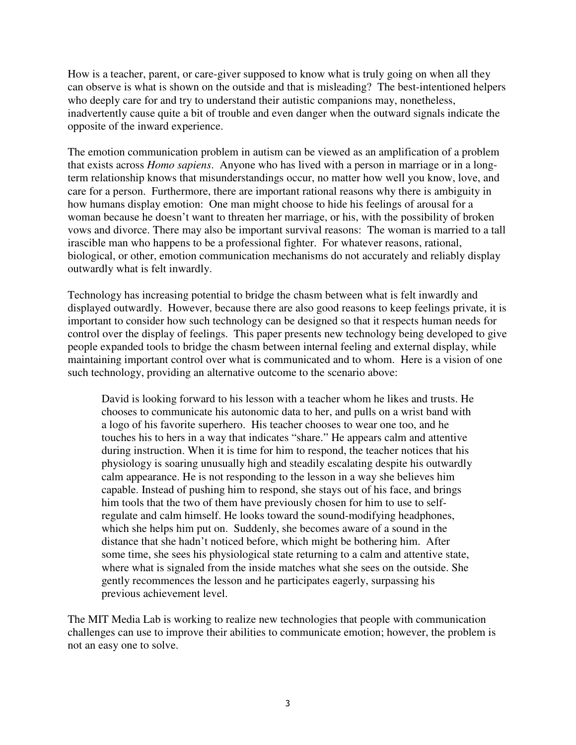How is a teacher, parent, or care-giver supposed to know what is truly going on when all they can observe is what is shown on the outside and that is misleading? The best-intentioned helpers who deeply care for and try to understand their autistic companions may, nonetheless, inadvertently cause quite a bit of trouble and even danger when the outward signals indicate the opposite of the inward experience.

The emotion communication problem in autism can be viewed as an amplification of a problem that exists across *Homo sapiens*. Anyone who has lived with a person in marriage or in a long-term relationship knows that misunderstandings occur, no matter how well you know, love, and care for a person. Furthermore, there are important rational reasons why there is ambiguity in how humans display emotion: One man might choose to hide his feelings of arousal for a woman because he doesn't want to threaten her marriage, or his, with the possibility of broken vows and divorce. There may also be important survival reasons: The woman is married to a tall irascible man who happens to be a professional fighter. For whatever reasons, rational, biological, or other, emotion communication mechanisms do not accurately and reliably display outwardly what is felt inwardly.

Technology has increasing potential to bridge the chasm between what is felt inwardly and displayed outwardly. However, because there are also good reasons to keep feelings private, it is important to consider how such technology can be designed so that it respects human needs for control over the display of feelings. This paper presents new technology being developed to give people expanded tools to bridge the chasm between internal feeling and external display, while maintaining important control over what is communicated and to whom. Here is a vision of one such technology, providing an alternative outcome to the scenario above:

> David is looking forward to his lesson with a teacher whom he likes and trusts. He chooses to communicate his autonomic data to her, and pulls on a wrist band with a logo of his favorite superhero. His teacher chooses to wear one too, and he touches his to hers in a way that indicates "share." He appears calm and attentive during instruction. When it is time for him to respond, the teacher notices that his physiology is soaring unusually high and steadily escalating despite his outwardly calm appearance. He is not responding to the lesson in a way she believes him capable. Instead of pushing him to respond, she stays out of his face, and brings him tools that the two of them have previously chosen for him to use to self-regulate and calm himself. He looks toward the sound-modifying headphones, which she helps him put on. Suddenly, she becomes aware of a sound in the distance that she hadn't noticed before, which might be bothering him. After some time, she sees his physiological state returning to a calm and attentive state, where what is signaled from the inside matches what she sees on the outside. She gently recommences the lesson and he participates eagerly, surpassing his previous achievement level.

The MIT Media Lab is working to realize new technologies that people with communication challenges can use to improve their abilities to communicate emotion; however, the problem is not an easy one to solve.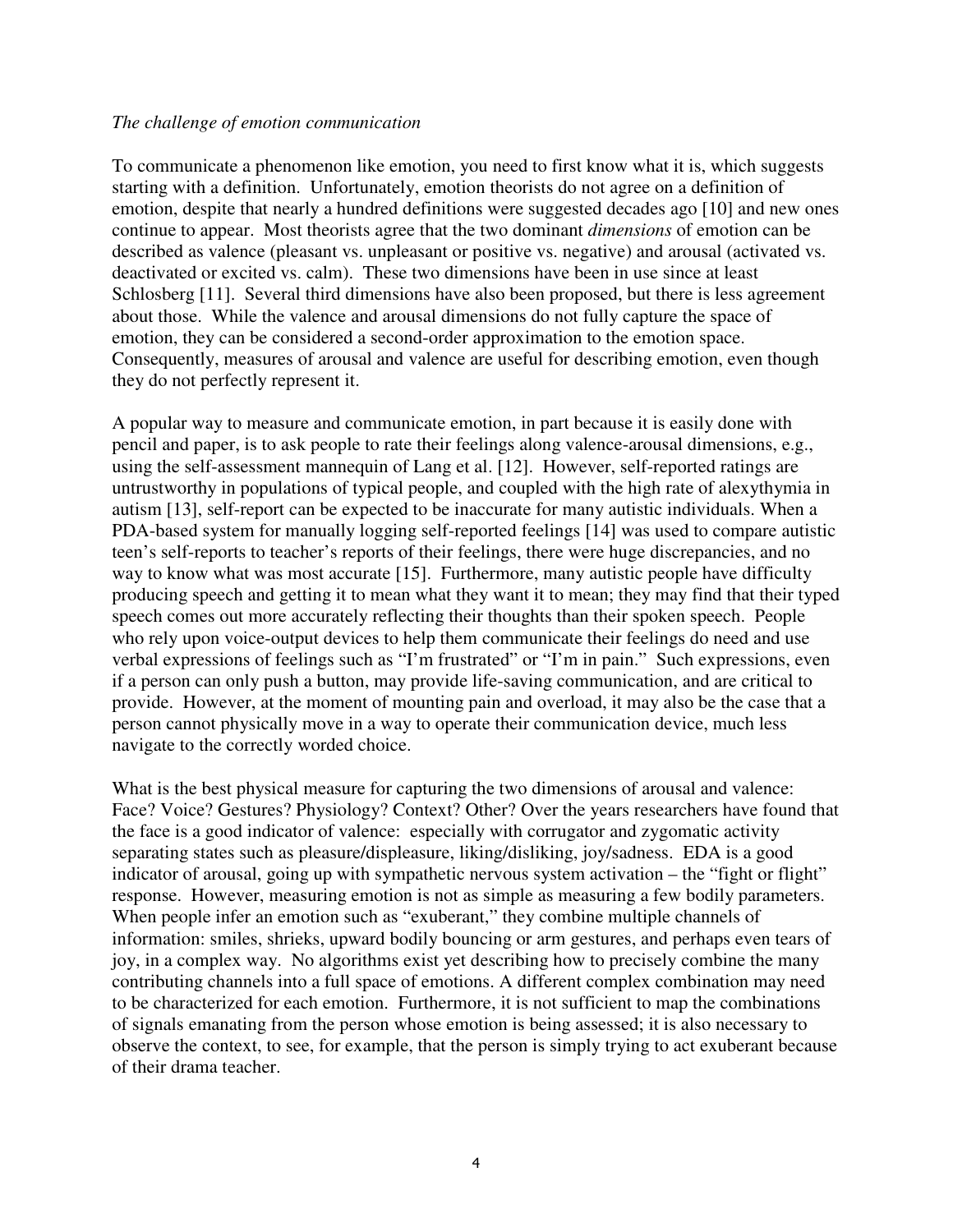*The challenge of emotion communication*

To communicate a phenomenon like emotion, you need to first know what it is, which suggests starting with a definition. Unfortunately, emotion theorists do not agree on a definition of emotion, despite that nearly a hundred definitions were suggested decades ago [10] and new ones continue to appear. Most theorists agree that the two dominant *dimensions* of emotion can be described as valence (pleasant vs. unpleasant or positive vs. negative) and arousal (activated vs. deactivated or excited vs. calm). These two dimensions have been in use since at least Schlosberg [11]. Several third dimensions have also been proposed, but there is less agreement about those. While the valence and arousal dimensions do not fully capture the space of emotion, they can be considered a second-order approximation to the emotion space. Consequently, measures of arousal and valence are useful for describing emotion, even though they do not perfectly represent it.

A popular way to measure and communicate emotion, in part because it is easily done with pencil and paper, is to ask people to rate their feelings along valence-arousal dimensions, e.g., using the self-assessment mannequin of Lang et al. [12]. However, self-reported ratings are untrustworthy in populations of typical people, and coupled with the high rate of alexythymia in autism [13], self-report can be expected to be inaccurate for many autistic individuals. When a PDA-based system for manually logging self-reported feelings [14] was used to compare autistic teen's self-reports to teacher's reports of their feelings, there were huge discrepancies, and no way to know what was most accurate [15]. Furthermore, many autistic people have difficulty producing speech and getting it to mean what they want it to mean; they may find that their typed speech comes out more accurately reflecting their thoughts than their spoken speech. People who rely upon voice-output devices to help them communicate their feelings do need and use verbal expressions of feelings such as "I'm frustrated" or "I'm in pain." Such expressions, even if a person can only push a button, may provide life-saving communication, and are critical to provide. However, at the moment of mounting pain and overload, it may also be the case that a person cannot physically move in a way to operate their communication device, much less navigate to the correctly worded choice.

What is the best physical measure for capturing the two dimensions of arousal and valence: Face? Voice? Gestures? Physiology? Context? Other? Over the years researchers have found that the face is a good indicator of valence: especially with corrugator and zygomatic activity separating states such as pleasure/displeasure, liking/disliking, joy/sadness. EDA is a good indicator of arousal, going up with sympathetic nervous system activation – the "fight or flight" response. However, measuring emotion is not as simple as measuring a few bodily parameters. When people infer an emotion such as "exuberant," they combine multiple channels of information: smiles, shrieks, upward bodily bouncing or arm gestures, and perhaps even tears of joy, in a complex way. No algorithms exist yet describing how to precisely combine the many contributing channels into a full space of emotions. A different complex combination may need to be characterized for each emotion. Furthermore, it is not sufficient to map the combinations of signals emanating from the person whose emotion is being assessed; it is also necessary to observe the context, to see, for example, that the person is simply trying to act exuberant because of their drama teacher.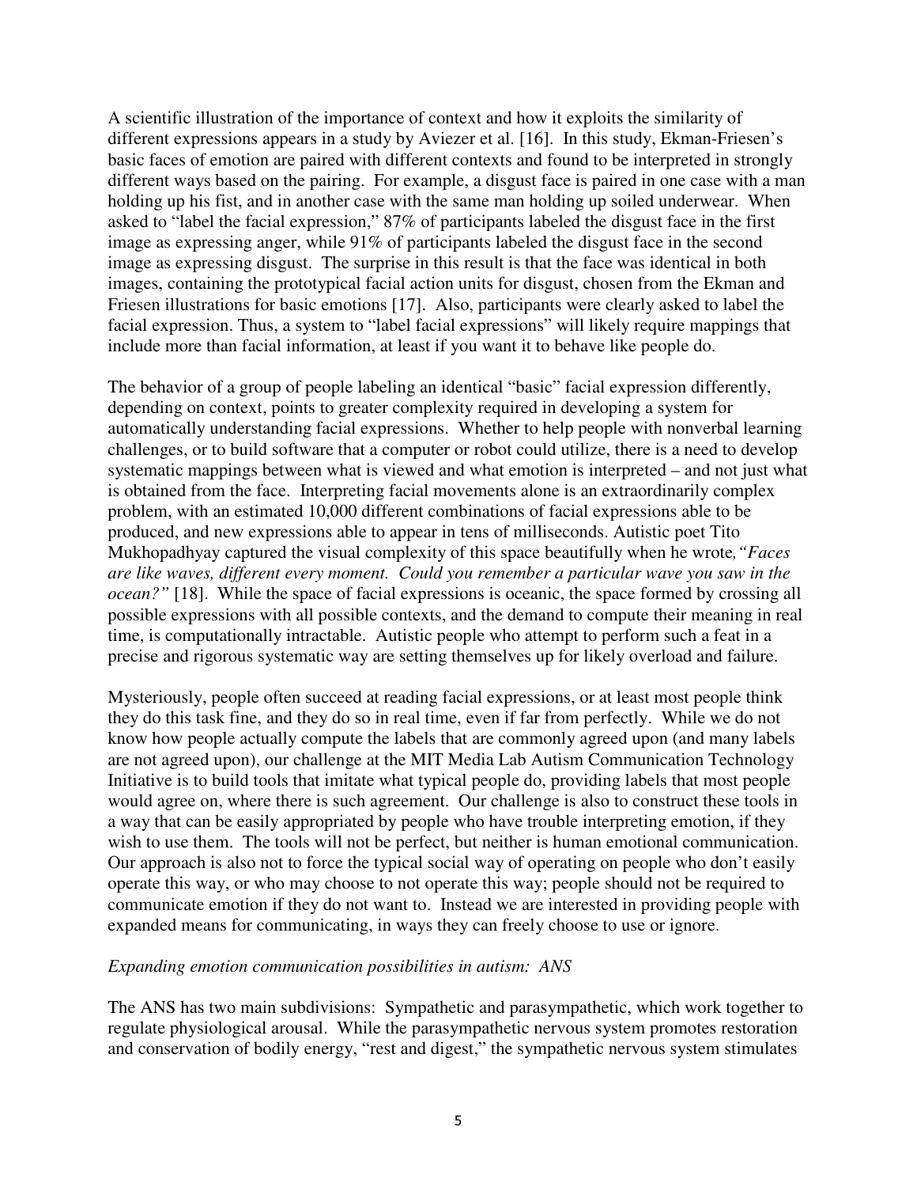A scientific illustration of the importance of context and how it exploits the similarity of different expressions appears in a study by Aviezer et al. [16]. In this study, Ekman-Friesen's basic faces of emotion are paired with different contexts and found to be interpreted in strongly different ways based on the pairing. For example, a disgust face is paired in one case with a man holding up his fist, and in another case with the same man holding up soiled underwear. When asked to "label the facial expression," 87% of participants labeled the disgust face in the first image as expressing anger, while 91% of participants labeled the disgust face in the second image as expressing disgust. The surprise in this result is that the face was identical in both images, containing the prototypical facial action units for disgust, chosen from the Ekman and Friesen illustrations for basic emotions [17]. Also, participants were clearly asked to label the facial expression. Thus, a system to "label facial expressions" will likely require mappings that include more than facial information, at least if you want it to behave like people do.

The behavior of a group of people labeling an identical "basic" facial expression differently, depending on context, points to greater complexity required in developing a system for automatically understanding facial expressions. Whether to help people with nonverbal learning challenges, or to build software that a computer or robot could utilize, there is a need to develop systematic mappings between what is viewed and what emotion is interpreted – and not just what is obtained from the face. Interpreting facial movements alone is an extraordinarily complex problem, with an estimated 10,000 different combinations of facial expressions able to be produced, and new expressions able to appear in tens of milliseconds. Autistic poet Tito Mukhopadhyay captured the visual complexity of this space beautifully when he wrote*, "Faces are like waves, different every moment. Could you remember a particular wave you saw in the ocean?"* [18]. While the space of facial expressions is oceanic, the space formed by crossing all possible expressions with all possible contexts, and the demand to compute their meaning in real time, is computationally intractable. Autistic people who attempt to perform such a feat in a precise and rigorous systematic way are setting themselves up for likely overload and failure.

Mysteriously, people often succeed at reading facial expressions, or at least most people think they do this task fine, and they do so in real time, even if far from perfectly. While we do not know how people actually compute the labels that are commonly agreed upon (and many labels are not agreed upon), our challenge at the MIT Media Lab Autism Communication Technology Initiative is to build tools that imitate what typical people do, providing labels that most people would agree on, where there is such agreement. Our challenge is also to construct these tools in a way that can be easily appropriated by people who have trouble interpreting emotion, if they wish to use them. The tools will not be perfect, but neither is human emotional communication. Our approach is also not to force the typical social way of operating on people who don't easily operate this way, or who may choose to not operate this way; people should not be required to communicate emotion if they do not want to. Instead we are interested in providing people with expanded means for communicating, in ways they can freely choose to use or ignore.

*Expanding emotion communication possibilities in autism: ANS*

The ANS has two main subdivisions: Sympathetic and parasympathetic, which work together to regulate physiological arousal. While the parasympathetic nervous system promotes restoration and conservation of bodily energy, "rest and digest," the sympathetic nervous system stimulates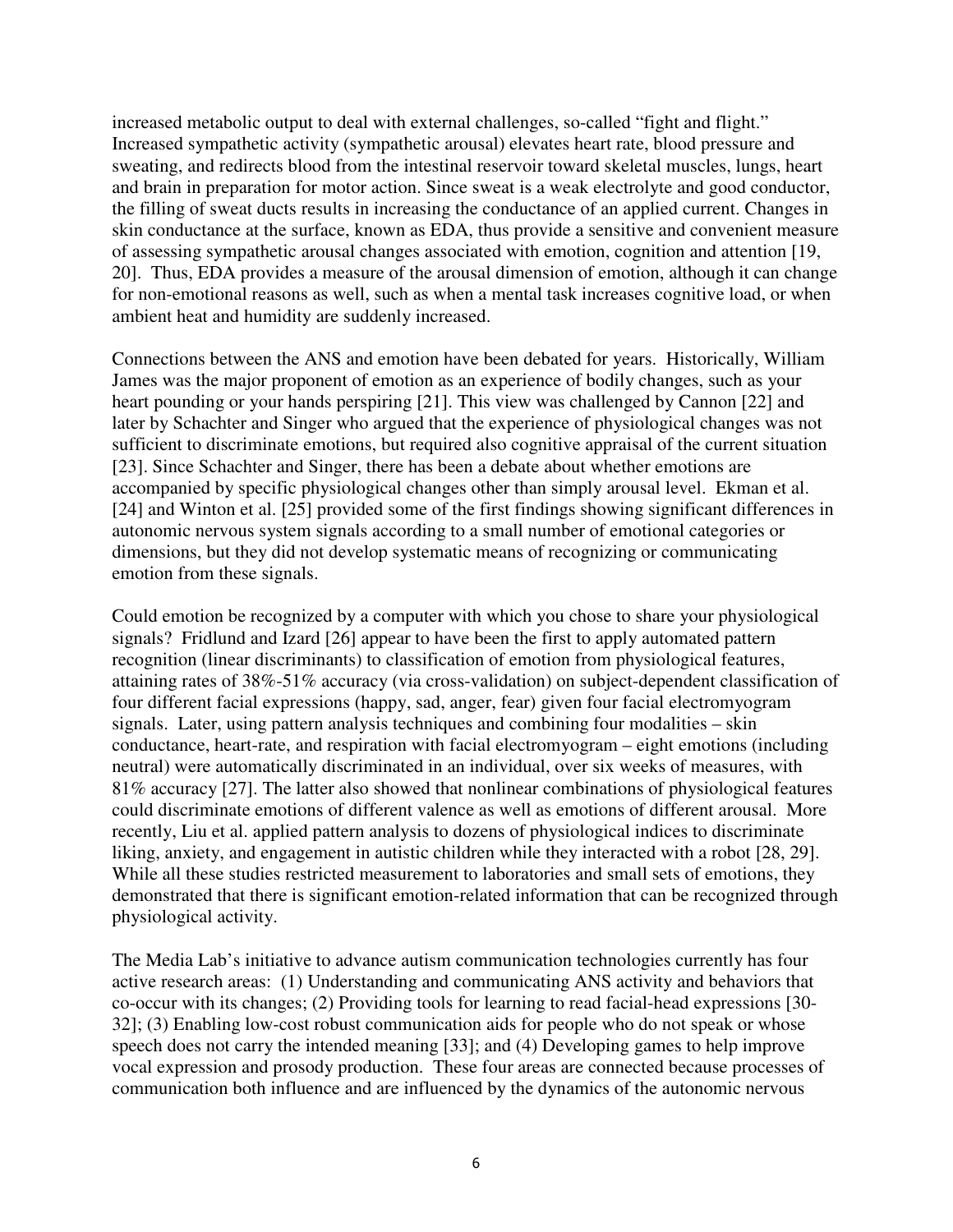increased metabolic output to deal with external challenges, so-called "fight and flight." Increased sympathetic activity (sympathetic arousal) elevates heart rate, blood pressure and sweating, and redirects blood from the intestinal reservoir toward skeletal muscles, lungs, heart and brain in preparation for motor action. Since sweat is a weak electrolyte and good conductor, the filling of sweat ducts results in increasing the conductance of an applied current. Changes in skin conductance at the surface, known as EDA, thus provide a sensitive and convenient measure of assessing sympathetic arousal changes associated with emotion, cognition and attention [19, 20]. Thus, EDA provides a measure of the arousal dimension of emotion, although it can change for non-emotional reasons as well, such as when a mental task increases cognitive load, or when ambient heat and humidity are suddenly increased.

Connections between the ANS and emotion have been debated for years. Historically, William James was the major proponent of emotion as an experience of bodily changes, such as your heart pounding or your hands perspiring [21]. This view was challenged by Cannon [22] and later by Schachter and Singer who argued that the experience of physiological changes was not sufficient to discriminate emotions, but required also cognitive appraisal of the current situation [23]. Since Schachter and Singer, there has been a debate about whether emotions are accompanied by specific physiological changes other than simply arousal level. Ekman et al. [24] and Winton et al. [25] provided some of the first findings showing significant differences in autonomic nervous system signals according to a small number of emotional categories or dimensions, but they did not develop systematic means of recognizing or communicating emotion from these signals.

Could emotion be recognized by a computer with which you chose to share your physiological signals? Fridlund and Izard [26] appear to have been the first to apply automated pattern recognition (linear discriminants) to classification of emotion from physiological features, attaining rates of 38%-51% accuracy (via cross-validation) on subject-dependent classification of four different facial expressions (happy, sad, anger, fear) given four facial electromyogram signals. Later, using pattern analysis techniques and combining four modalities – skin conductance, heart-rate, and respiration with facial electromyogram – eight emotions (including neutral) were automatically discriminated in an individual, over six weeks of measures, with 81% accuracy [27]. The latter also showed that nonlinear combinations of physiological features could discriminate emotions of different valence as well as emotions of different arousal. More recently, Liu et al. applied pattern analysis to dozens of physiological indices to discriminate liking, anxiety, and engagement in autistic children while they interacted with a robot [28, 29]. While all these studies restricted measurement to laboratories and small sets of emotions, they demonstrated that there is significant emotion-related information that can be recognized through physiological activity.

The Media Lab's initiative to advance autism communication technologies currently has four active research areas: (1) Understanding and communicating ANS activity and behaviors that co-occur with its changes; (2) Providing tools for learning to read facial-head expressions [30-32]; (3) Enabling low-cost robust communication aids for people who do not speak or whose speech does not carry the intended meaning [33]; and (4) Developing games to help improve vocal expression and prosody production. These four areas are connected because processes of communication both influence and are influenced by the dynamics of the autonomic nervous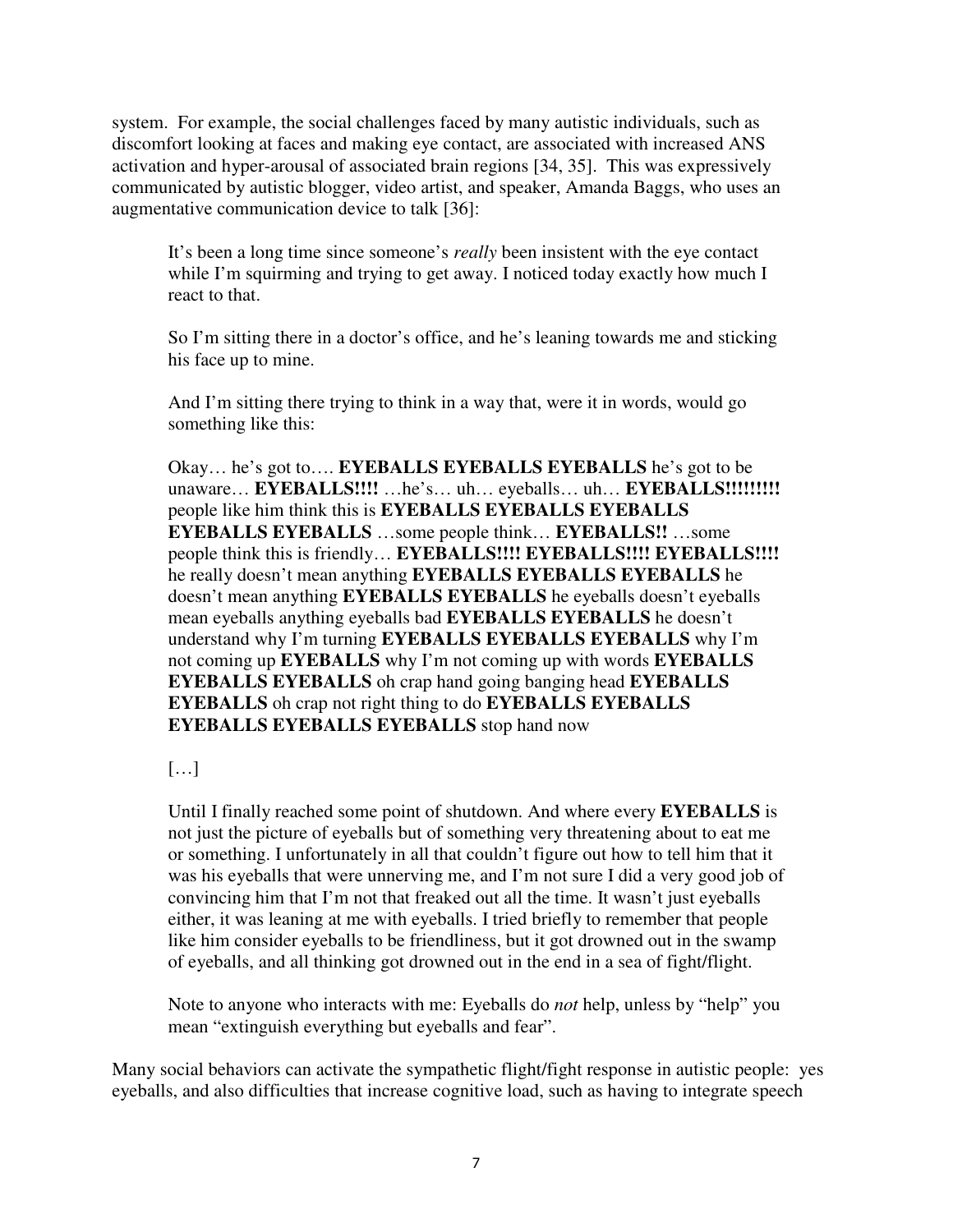system. For example, the social challenges faced by many autistic individuals, such as discomfort looking at faces and making eye contact, are associated with increased ANS activation and hyper-arousal of associated brain regions [34, 35]. This was expressively communicated by autistic blogger, video artist, and speaker, Amanda Baggs, who uses an augmentative communication device to talk [36]:

> It's been a long time since someone's *really* been insistent with the eye contact while I'm squirming and trying to get away. I noticed today exactly how much I react to that.
>
> So I'm sitting there in a doctor's office, and he's leaning towards me and sticking his face up to mine.
>
> And I'm sitting there trying to think in a way that, were it in words, would go something like this:
>
> Okay… he's got to…. **EYEBALLS EYEBALLS EYEBALLS** he's got to be unaware… **EYEBALLS!!!!** …he's… uh… eyeballs… uh… **EYEBALLS!!!!!!!!!** people like him think this is **EYEBALLS EYEBALLS EYEBALLS EYEBALLS EYEBALLS** …some people think… **EYEBALLS!!** …some people think this is friendly… **EYEBALLS!!!! EYEBALLS!!!! EYEBALLS!!!!** he really doesn't mean anything **EYEBALLS EYEBALLS EYEBALLS** he doesn't mean anything **EYEBALLS EYEBALLS** he eyeballs doesn't eyeballs mean eyeballs anything eyeballs bad **EYEBALLS EYEBALLS** he doesn't understand why I'm turning **EYEBALLS EYEBALLS EYEBALLS** why I'm not coming up **EYEBALLS** why I'm not coming up with words **EYEBALLS EYEBALLS EYEBALLS** oh crap hand going banging head **EYEBALLS EYEBALLS** oh crap not right thing to do **EYEBALLS EYEBALLS EYEBALLS EYEBALLS EYEBALLS** stop hand now
>
> […]
>
> Until I finally reached some point of shutdown. And where every **EYEBALLS** is not just the picture of eyeballs but of something very threatening about to eat me or something. I unfortunately in all that couldn't figure out how to tell him that it was his eyeballs that were unnerving me, and I'm not sure I did a very good job of convincing him that I'm not that freaked out all the time. It wasn't just eyeballs either, it was leaning at me with eyeballs. I tried briefly to remember that people like him consider eyeballs to be friendliness, but it got drowned out in the swamp of eyeballs, and all thinking got drowned out in the end in a sea of fight/flight.
>
> Note to anyone who interacts with me: Eyeballs do *not* help, unless by "help" you mean "extinguish everything but eyeballs and fear".

Many social behaviors can activate the sympathetic flight/fight response in autistic people: yes eyeballs, and also difficulties that increase cognitive load, such as having to integrate speech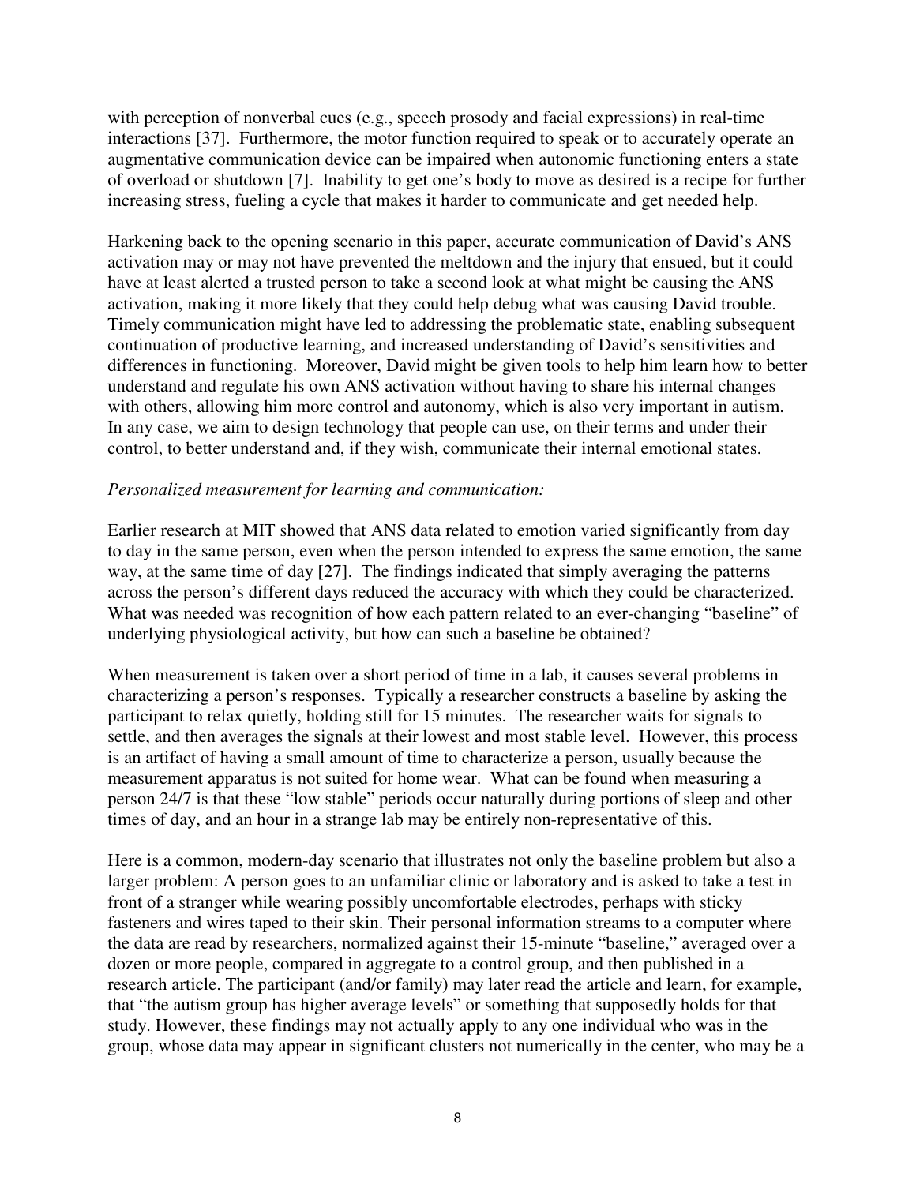with perception of nonverbal cues (e.g., speech prosody and facial expressions) in real-time interactions [37]. Furthermore, the motor function required to speak or to accurately operate an augmentative communication device can be impaired when autonomic functioning enters a state of overload or shutdown [7]. Inability to get one's body to move as desired is a recipe for further increasing stress, fueling a cycle that makes it harder to communicate and get needed help.

Harkening back to the opening scenario in this paper, accurate communication of David's ANS activation may or may not have prevented the meltdown and the injury that ensued, but it could have at least alerted a trusted person to take a second look at what might be causing the ANS activation, making it more likely that they could help debug what was causing David trouble. Timely communication might have led to addressing the problematic state, enabling subsequent continuation of productive learning, and increased understanding of David's sensitivities and differences in functioning. Moreover, David might be given tools to help him learn how to better understand and regulate his own ANS activation without having to share his internal changes with others, allowing him more control and autonomy, which is also very important in autism. In any case, we aim to design technology that people can use, on their terms and under their control, to better understand and, if they wish, communicate their internal emotional states.

*Personalized measurement for learning and communication:*

Earlier research at MIT showed that ANS data related to emotion varied significantly from day to day in the same person, even when the person intended to express the same emotion, the same way, at the same time of day [27]. The findings indicated that simply averaging the patterns across the person's different days reduced the accuracy with which they could be characterized. What was needed was recognition of how each pattern related to an ever-changing "baseline" of underlying physiological activity, but how can such a baseline be obtained?

When measurement is taken over a short period of time in a lab, it causes several problems in characterizing a person's responses. Typically a researcher constructs a baseline by asking the participant to relax quietly, holding still for 15 minutes. The researcher waits for signals to settle, and then averages the signals at their lowest and most stable level. However, this process is an artifact of having a small amount of time to characterize a person, usually because the measurement apparatus is not suited for home wear. What can be found when measuring a person 24/7 is that these "low stable" periods occur naturally during portions of sleep and other times of day, and an hour in a strange lab may be entirely non-representative of this.

Here is a common, modern-day scenario that illustrates not only the baseline problem but also a larger problem: A person goes to an unfamiliar clinic or laboratory and is asked to take a test in front of a stranger while wearing possibly uncomfortable electrodes, perhaps with sticky fasteners and wires taped to their skin. Their personal information streams to a computer where the data are read by researchers, normalized against their 15-minute "baseline," averaged over a dozen or more people, compared in aggregate to a control group, and then published in a research article. The participant (and/or family) may later read the article and learn, for example, that "the autism group has higher average levels" or something that supposedly holds for that study. However, these findings may not actually apply to any one individual who was in the group, whose data may appear in significant clusters not numerically in the center, who may be a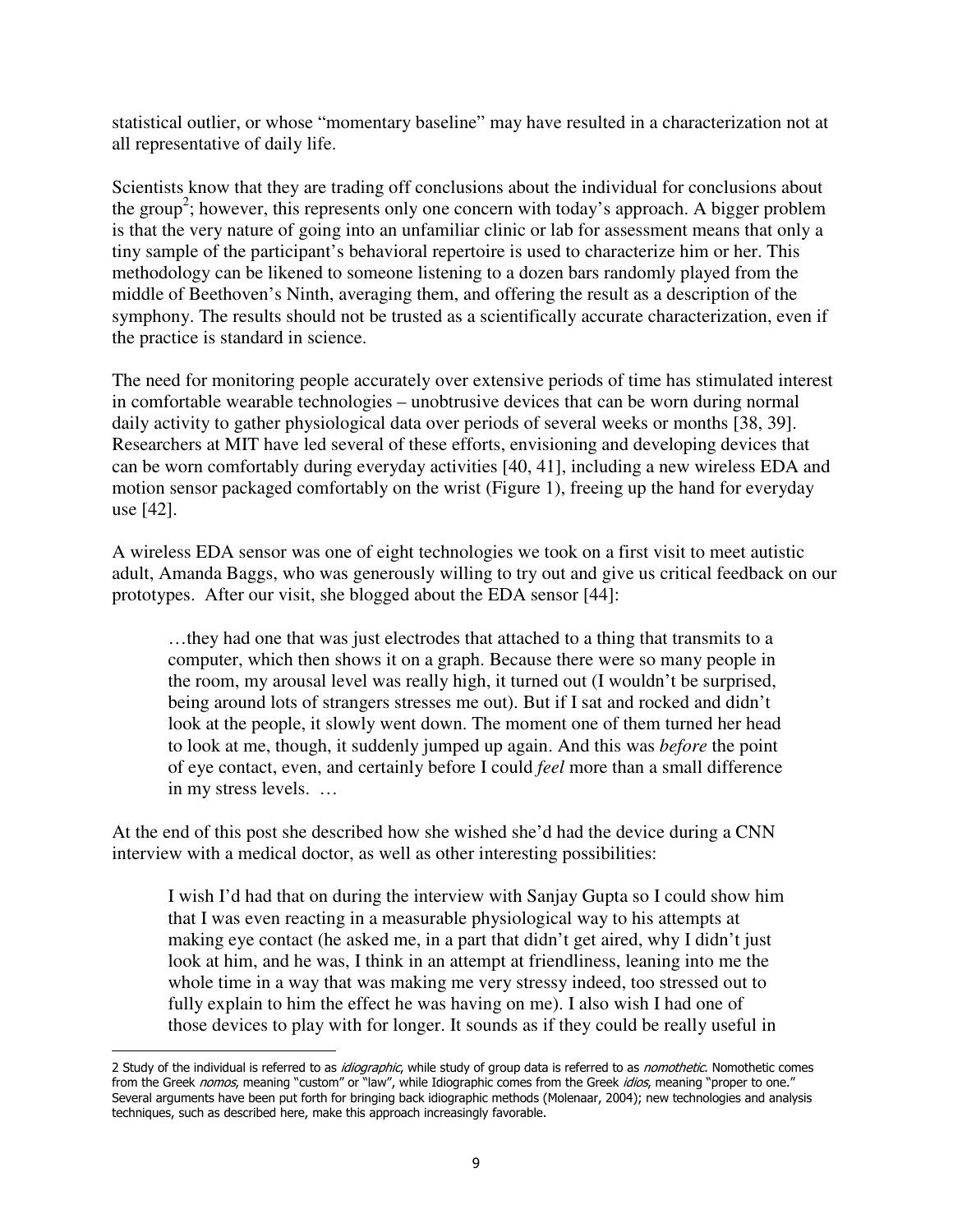statistical outlier, or whose "momentary baseline" may have resulted in a characterization not at all representative of daily life.

Scientists know that they are trading off conclusions about the individual for conclusions about the group[2]; however, this represents only one concern with today's approach. A bigger problem is that the very nature of going into an unfamiliar clinic or lab for assessment means that only a tiny sample of the participant's behavioral repertoire is used to characterize him or her. This methodology can be likened to someone listening to a dozen bars randomly played from the middle of Beethoven's Ninth, averaging them, and offering the result as a description of the symphony. The results should not be trusted as a scientifically accurate characterization, even if the practice is standard in science.

The need for monitoring people accurately over extensive periods of time has stimulated interest in comfortable wearable technologies – unobtrusive devices that can be worn during normal daily activity to gather physiological data over periods of several weeks or months [38, 39]. Researchers at MIT have led several of these efforts, envisioning and developing devices that can be worn comfortably during everyday activities [40, 41], including a new wireless EDA and motion sensor packaged comfortably on the wrist (Figure 1), freeing up the hand for everyday use [42].

A wireless EDA sensor was one of eight technologies we took on a first visit to meet autistic adult, Amanda Baggs, who was generously willing to try out and give us critical feedback on our prototypes. After our visit, she blogged about the EDA sensor [44]:

> …they had one that was just electrodes that attached to a thing that transmits to a computer, which then shows it on a graph. Because there were so many people in the room, my arousal level was really high, it turned out (I wouldn't be surprised, being around lots of strangers stresses me out). But if I sat and rocked and didn't look at the people, it slowly went down. The moment one of them turned her head to look at me, though, it suddenly jumped up again. And this was *before* the point of eye contact, even, and certainly before I could *feel* more than a small difference in my stress levels. …

At the end of this post she described how she wished she'd had the device during a CNN interview with a medical doctor, as well as other interesting possibilities:

> I wish I'd had that on during the interview with Sanjay Gupta so I could show him that I was even reacting in a measurable physiological way to his attempts at making eye contact (he asked me, in a part that didn't get aired, why I didn't just look at him, and he was, I think in an attempt at friendliness, leaning into me the whole time in a way that was making me very stressy indeed, too stressed out to fully explain to him the effect he was having on me). I also wish I had one of those devices to play with for longer. It sounds as if they could be really useful in

---

2 Study of the individual is referred to as *idiographic*, while study of group data is referred to as *nomothetic*. Nomothetic comes from the Greek *nomos*, meaning "custom" or "law", while Idiographic comes from the Greek *idios*, meaning "proper to one." Several arguments have been put forth for bringing back idiographic methods (Molenaar, 2004); new technologies and analysis techniques, such as described here, make this approach increasingly favorable.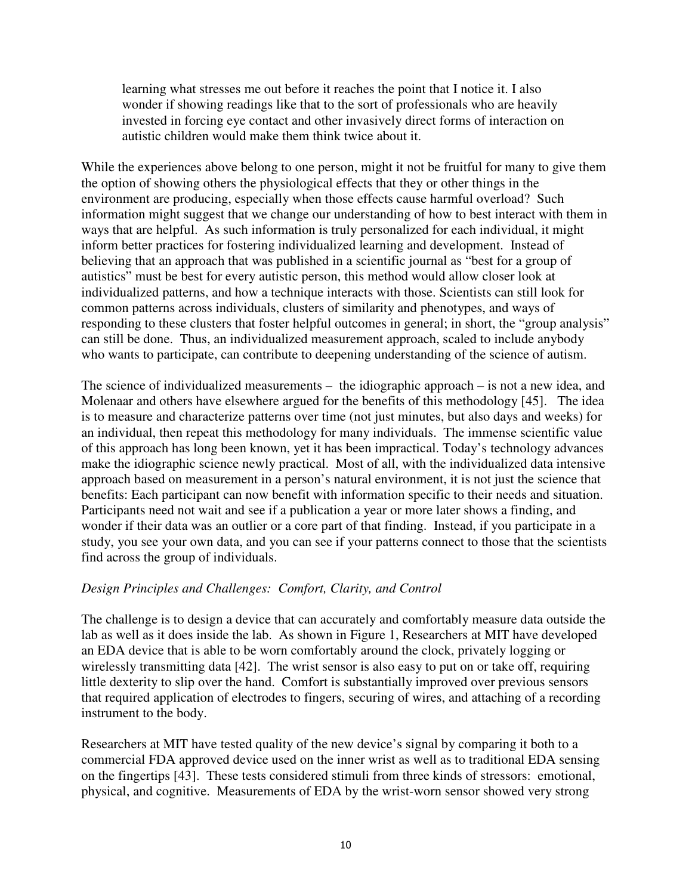> learning what stresses me out before it reaches the point that I notice it. I also wonder if showing readings like that to the sort of professionals who are heavily invested in forcing eye contact and other invasively direct forms of interaction on autistic children would make them think twice about it.

While the experiences above belong to one person, might it not be fruitful for many to give them the option of showing others the physiological effects that they or other things in the environment are producing, especially when those effects cause harmful overload? Such information might suggest that we change our understanding of how to best interact with them in ways that are helpful. As such information is truly personalized for each individual, it might inform better practices for fostering individualized learning and development. Instead of believing that an approach that was published in a scientific journal as "best for a group of autistics" must be best for every autistic person, this method would allow closer look at individualized patterns, and how a technique interacts with those. Scientists can still look for common patterns across individuals, clusters of similarity and phenotypes, and ways of responding to these clusters that foster helpful outcomes in general; in short, the "group analysis" can still be done. Thus, an individualized measurement approach, scaled to include anybody who wants to participate, can contribute to deepening understanding of the science of autism.

The science of individualized measurements – the idiographic approach – is not a new idea, and Molenaar and others have elsewhere argued for the benefits of this methodology [45]. The idea is to measure and characterize patterns over time (not just minutes, but also days and weeks) for an individual, then repeat this methodology for many individuals. The immense scientific value of this approach has long been known, yet it has been impractical. Today's technology advances make the idiographic science newly practical. Most of all, with the individualized data intensive approach based on measurement in a person's natural environment, it is not just the science that benefits: Each participant can now benefit with information specific to their needs and situation. Participants need not wait and see if a publication a year or more later shows a finding, and wonder if their data was an outlier or a core part of that finding. Instead, if you participate in a study, you see your own data, and you can see if your patterns connect to those that the scientists find across the group of individuals.

*Design Principles and Challenges: Comfort, Clarity, and Control*

The challenge is to design a device that can accurately and comfortably measure data outside the lab as well as it does inside the lab. As shown in Figure 1, Researchers at MIT have developed an EDA device that is able to be worn comfortably around the clock, privately logging or wirelessly transmitting data [42]. The wrist sensor is also easy to put on or take off, requiring little dexterity to slip over the hand. Comfort is substantially improved over previous sensors that required application of electrodes to fingers, securing of wires, and attaching of a recording instrument to the body.

Researchers at MIT have tested quality of the new device's signal by comparing it both to a commercial FDA approved device used on the inner wrist as well as to traditional EDA sensing on the fingertips [43]. These tests considered stimuli from three kinds of stressors: emotional, physical, and cognitive. Measurements of EDA by the wrist-worn sensor showed very strong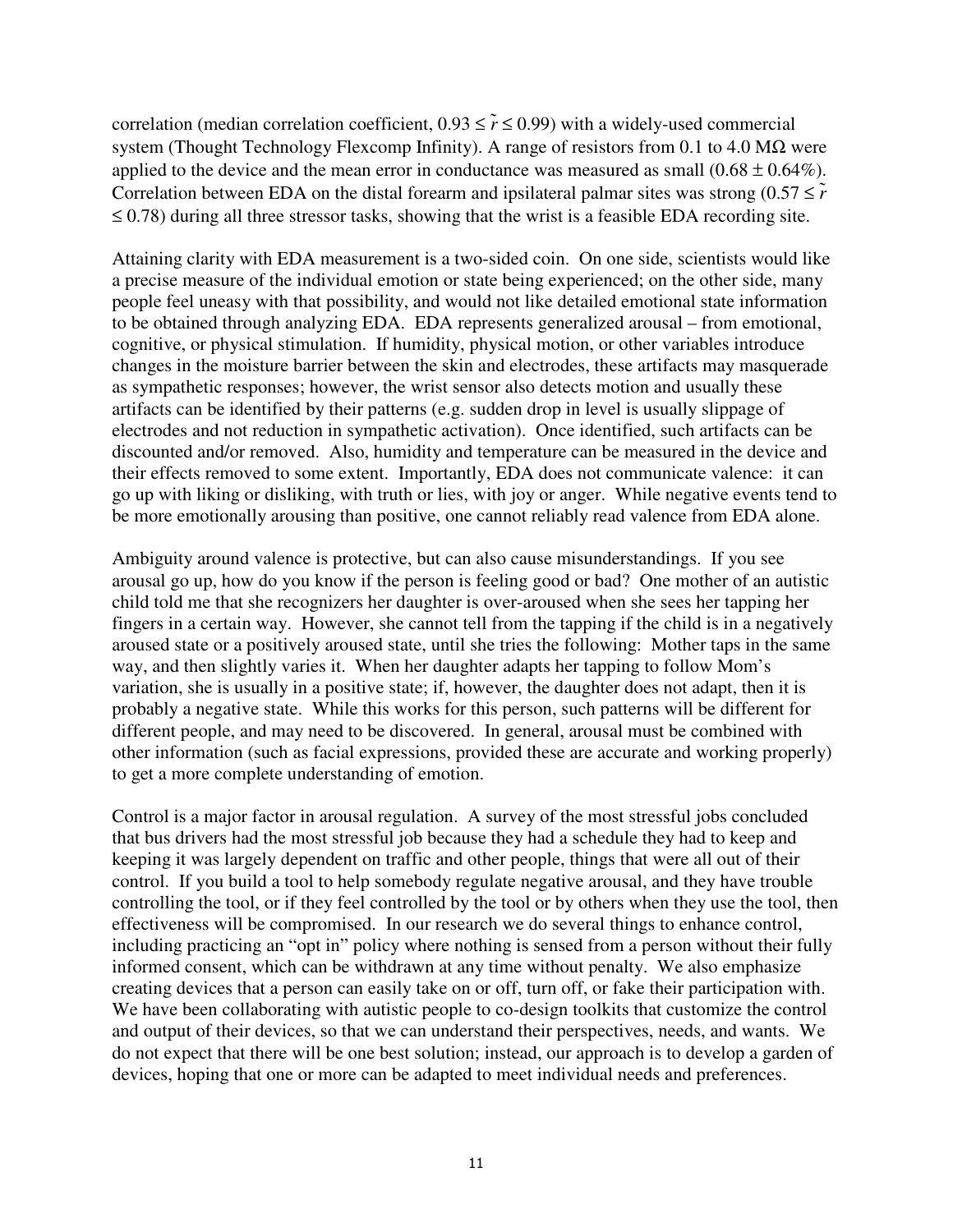correlation (median correlation coefficient, $0.93 \leq \tilde{r} \leq 0.99$) with a widely-used commercial system (Thought Technology Flexcomp Infinity). A range of resistors from 0.1 to 4.0 MΩ were applied to the device and the mean error in conductance was measured as small ($0.68 \pm 0.64\%$). Correlation between EDA on the distal forearm and ipsilateral palmar sites was strong ($0.57 \leq \tilde{r} \leq 0.78$) during all three stressor tasks, showing that the wrist is a feasible EDA recording site.

Attaining clarity with EDA measurement is a two-sided coin. On one side, scientists would like a precise measure of the individual emotion or state being experienced; on the other side, many people feel uneasy with that possibility, and would not like detailed emotional state information to be obtained through analyzing EDA. EDA represents generalized arousal – from emotional, cognitive, or physical stimulation. If humidity, physical motion, or other variables introduce changes in the moisture barrier between the skin and electrodes, these artifacts may masquerade as sympathetic responses; however, the wrist sensor also detects motion and usually these artifacts can be identified by their patterns (e.g. sudden drop in level is usually slippage of electrodes and not reduction in sympathetic activation). Once identified, such artifacts can be discounted and/or removed. Also, humidity and temperature can be measured in the device and their effects removed to some extent. Importantly, EDA does not communicate valence: it can go up with liking or disliking, with truth or lies, with joy or anger. While negative events tend to be more emotionally arousing than positive, one cannot reliably read valence from EDA alone.

Ambiguity around valence is protective, but can also cause misunderstandings. If you see arousal go up, how do you know if the person is feeling good or bad? One mother of an autistic child told me that she recognizes her daughter is over-aroused when she sees her tapping her fingers in a certain way. However, she cannot tell from the tapping if the child is in a negatively aroused state or a positively aroused state, until she tries the following: Mother taps in the same way, and then slightly varies it. When her daughter adapts her tapping to follow Mom's variation, she is usually in a positive state; if, however, the daughter does not adapt, then it is probably a negative state. While this works for this person, such patterns will be different for different people, and may need to be discovered. In general, arousal must be combined with other information (such as facial expressions, provided these are accurate and working properly) to get a more complete understanding of emotion.

Control is a major factor in arousal regulation. A survey of the most stressful jobs concluded that bus drivers had the most stressful job because they had a schedule they had to keep and keeping it was largely dependent on traffic and other people, things that were all out of their control. If you build a tool to help somebody regulate negative arousal, and they have trouble controlling the tool, or if they feel controlled by the tool or by others when they use the tool, then effectiveness will be compromised. In our research we do several things to enhance control, including practicing an "opt in" policy where nothing is sensed from a person without their fully informed consent, which can be withdrawn at any time without penalty. We also emphasize creating devices that a person can easily take on or off, turn off, or fake their participation with. We have been collaborating with autistic people to co-design toolkits that customize the control and output of their devices, so that we can understand their perspectives, needs, and wants. We do not expect that there will be one best solution; instead, our approach is to develop a garden of devices, hoping that one or more can be adapted to meet individual needs and preferences.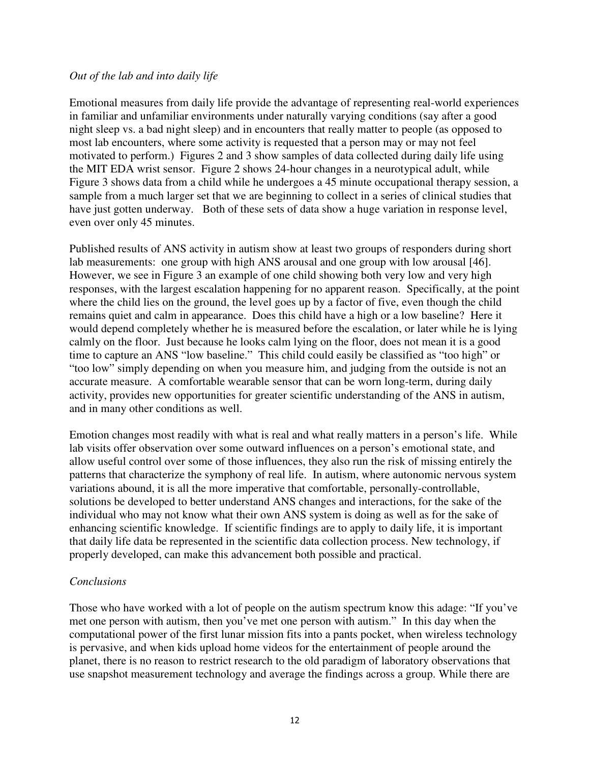*Out of the lab and into daily life*

Emotional measures from daily life provide the advantage of representing real-world experiences in familiar and unfamiliar environments under naturally varying conditions (say after a good night sleep vs. a bad night sleep) and in encounters that really matter to people (as opposed to most lab encounters, where some activity is requested that a person may or may not feel motivated to perform.) Figures 2 and 3 show samples of data collected during daily life using the MIT EDA wrist sensor. Figure 2 shows 24-hour changes in a neurotypical adult, while Figure 3 shows data from a child while he undergoes a 45 minute occupational therapy session, a sample from a much larger set that we are beginning to collect in a series of clinical studies that have just gotten underway. Both of these sets of data show a huge variation in response level, even over only 45 minutes.

Published results of ANS activity in autism show at least two groups of responders during short lab measurements: one group with high ANS arousal and one group with low arousal [46]. However, we see in Figure 3 an example of one child showing both very low and very high responses, with the largest escalation happening for no apparent reason. Specifically, at the point where the child lies on the ground, the level goes up by a factor of five, even though the child remains quiet and calm in appearance. Does this child have a high or a low baseline? Here it would depend completely whether he is measured before the escalation, or later while he is lying calmly on the floor. Just because he looks calm lying on the floor, does not mean it is a good time to capture an ANS "low baseline." This child could easily be classified as "too high" or "too low" simply depending on when you measure him, and judging from the outside is not an accurate measure. A comfortable wearable sensor that can be worn long-term, during daily activity, provides new opportunities for greater scientific understanding of the ANS in autism, and in many other conditions as well.

Emotion changes most readily with what is real and what really matters in a person's life. While lab visits offer observation over some outward influences on a person's emotional state, and allow useful control over some of those influences, they also run the risk of missing entirely the patterns that characterize the symphony of real life. In autism, where autonomic nervous system variations abound, it is all the more imperative that comfortable, personally-controllable, solutions be developed to better understand ANS changes and interactions, for the sake of the individual who may not know what their own ANS system is doing as well as for the sake of enhancing scientific knowledge. If scientific findings are to apply to daily life, it is important that daily life data be represented in the scientific data collection process. New technology, if properly developed, can make this advancement both possible and practical.

*Conclusions*

Those who have worked with a lot of people on the autism spectrum know this adage: "If you've met one person with autism, then you've met one person with autism." In this day when the computational power of the first lunar mission fits into a pants pocket, when wireless technology is pervasive, and when kids upload home videos for the entertainment of people around the planet, there is no reason to restrict research to the old paradigm of laboratory observations that use snapshot measurement technology and average the findings across a group. While there are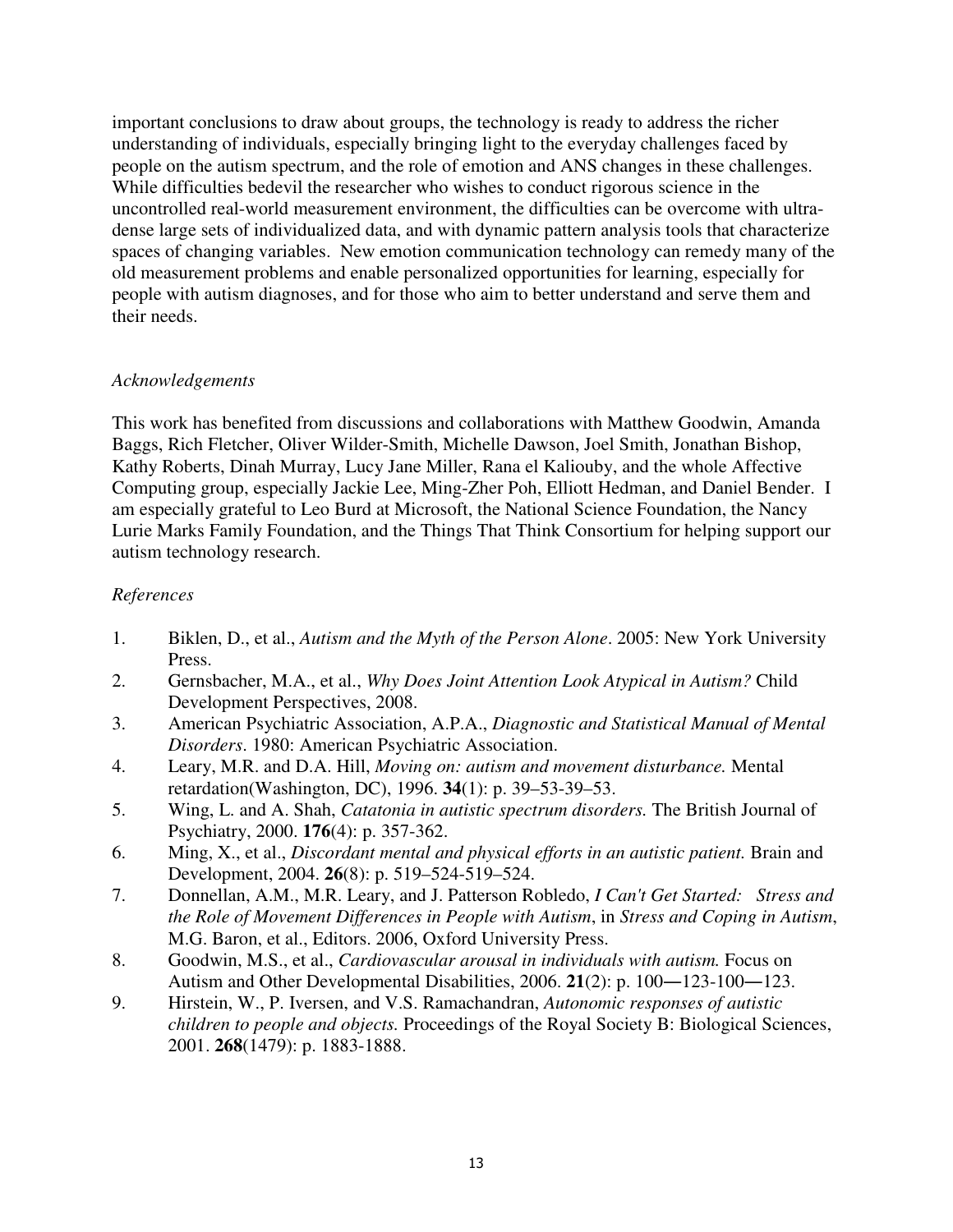important conclusions to draw about groups, the technology is ready to address the richer understanding of individuals, especially bringing light to the everyday challenges faced by people on the autism spectrum, and the role of emotion and ANS changes in these challenges. While difficulties bedevil the researcher who wishes to conduct rigorous science in the uncontrolled real-world measurement environment, the difficulties can be overcome with ultra-dense large sets of individualized data, and with dynamic pattern analysis tools that characterize spaces of changing variables. New emotion communication technology can remedy many of the old measurement problems and enable personalized opportunities for learning, especially for people with autism diagnoses, and for those who aim to better understand and serve them and their needs.

*Acknowledgements*

This work has benefited from discussions and collaborations with Matthew Goodwin, Amanda Baggs, Rich Fletcher, Oliver Wilder-Smith, Michelle Dawson, Joel Smith, Jonathan Bishop, Kathy Roberts, Dinah Murray, Lucy Jane Miller, Rana el Kaliouby, and the whole Affective Computing group, especially Jackie Lee, Ming-Zher Poh, Elliott Hedman, and Daniel Bender. I am especially grateful to Leo Burd at Microsoft, the National Science Foundation, the Nancy Lurie Marks Family Foundation, and the Things That Think Consortium for helping support our autism technology research.

*References*

1. Biklen, D., et al., *Autism and the Myth of the Person Alone*. 2005: New York University Press.
2. Gernsbacher, M.A., et al., *Why Does Joint Attention Look Atypical in Autism?* Child Development Perspectives, 2008.
3. American Psychiatric Association, A.P.A., *Diagnostic and Statistical Manual of Mental Disorders*. 1980: American Psychiatric Association.
4. Leary, M.R. and D.A. Hill, *Moving on: autism and movement disturbance.* Mental retardation(Washington, DC), 1996. **34**(1): p. 39–53-39–53.
5. Wing, L. and A. Shah, *Catatonia in autistic spectrum disorders.* The British Journal of Psychiatry, 2000. **176**(4): p. 357-362.
6. Ming, X., et al., *Discordant mental and physical efforts in an autistic patient.* Brain and Development, 2004. **26**(8): p. 519–524-519–524.
7. Donnellan, A.M., M.R. Leary, and J. Patterson Robledo, *I Can't Get Started: Stress and the Role of Movement Differences in People with Autism*, in *Stress and Coping in Autism*, M.G. Baron, et al., Editors. 2006, Oxford University Press.
8. Goodwin, M.S., et al., *Cardiovascular arousal in individuals with autism.* Focus on Autism and Other Developmental Disabilities, 2006. **21**(2): p. 100―123-100―123.
9. Hirstein, W., P. Iversen, and V.S. Ramachandran, *Autonomic responses of autistic children to people and objects.* Proceedings of the Royal Society B: Biological Sciences, 2001. **268**(1479): p. 1883-1888.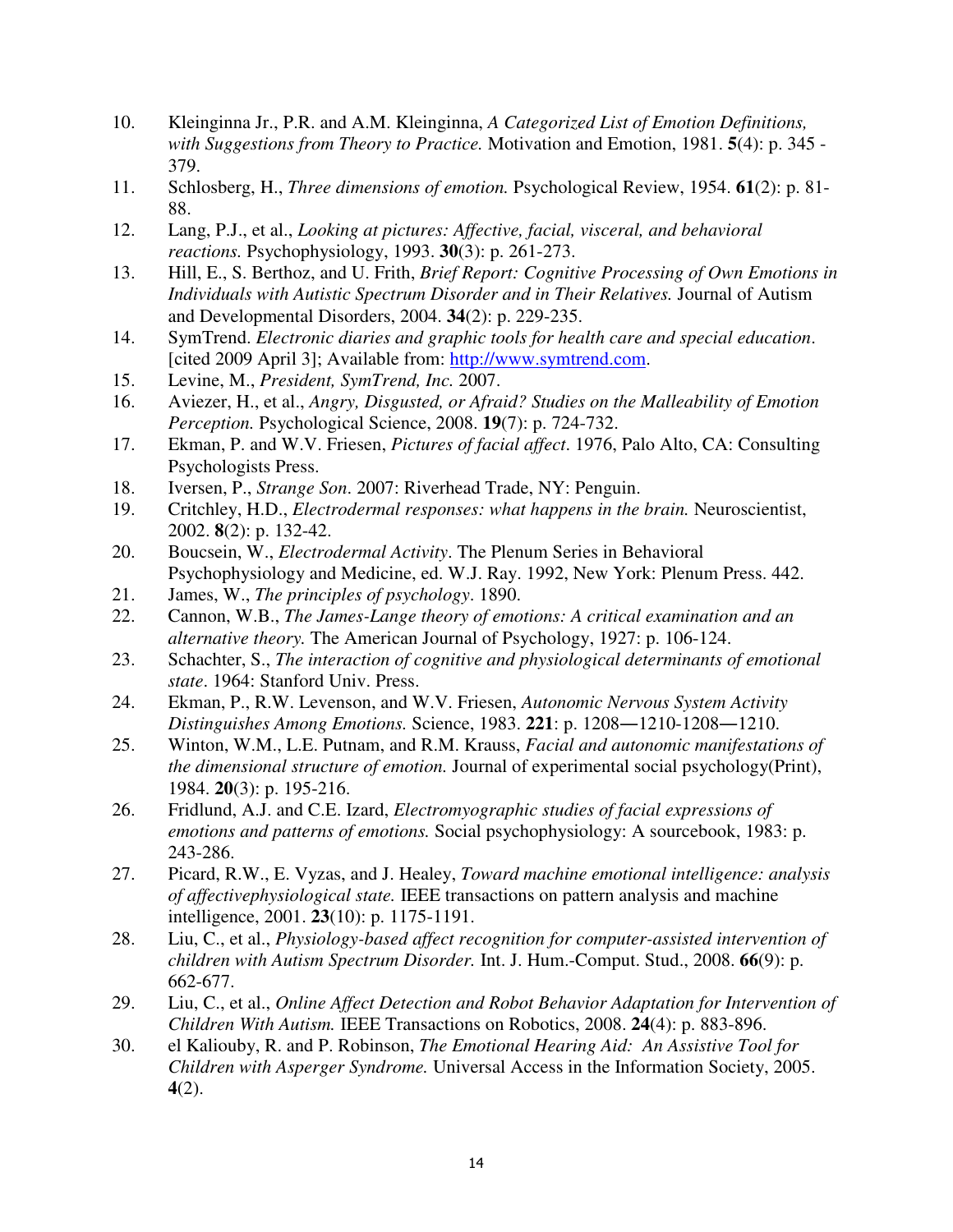10. Kleinginna Jr., P.R. and A.M. Kleinginna, *A Categorized List of Emotion Definitions, with Suggestions from Theory to Practice.* Motivation and Emotion, 1981. **5**(4): p. 345 - 379.
11. Schlosberg, H., *Three dimensions of emotion.* Psychological Review, 1954. **61**(2): p. 81-88.
12. Lang, P.J., et al., *Looking at pictures: Affective, facial, visceral, and behavioral reactions.* Psychophysiology, 1993. **30**(3): p. 261-273.
13. Hill, E., S. Berthoz, and U. Frith, *Brief Report: Cognitive Processing of Own Emotions in Individuals with Autistic Spectrum Disorder and in Their Relatives.* Journal of Autism and Developmental Disorders, 2004. **34**(2): p. 229-235.
14. SymTrend. *Electronic diaries and graphic tools for health care and special education*. [cited 2009 April 3]; Available from: http://www.symtrend.com.
15. Levine, M., *President, SymTrend, Inc.* 2007.
16. Aviezer, H., et al., *Angry, Disgusted, or Afraid? Studies on the Malleability of Emotion Perception.* Psychological Science, 2008. **19**(7): p. 724-732.
17. Ekman, P. and W.V. Friesen, *Pictures of facial affect*. 1976, Palo Alto, CA: Consulting Psychologists Press.
18. Iversen, P., *Strange Son*. 2007: Riverhead Trade, NY: Penguin.
19. Critchley, H.D., *Electrodermal responses: what happens in the brain.* Neuroscientist, 2002. **8**(2): p. 132-42.
20. Boucsein, W., *Electrodermal Activity*. The Plenum Series in Behavioral Psychophysiology and Medicine, ed. W.J. Ray. 1992, New York: Plenum Press. 442.
21. James, W., *The principles of psychology*. 1890.
22. Cannon, W.B., *The James-Lange theory of emotions: A critical examination and an alternative theory.* The American Journal of Psychology, 1927: p. 106-124.
23. Schachter, S., *The interaction of cognitive and physiological determinants of emotional state*. 1964: Stanford Univ. Press.
24. Ekman, P., R.W. Levenson, and W.V. Friesen, *Autonomic Nervous System Activity Distinguishes Among Emotions.* Science, 1983. **221**: p. 1208―1210-1208―1210.
25. Winton, W.M., L.E. Putnam, and R.M. Krauss, *Facial and autonomic manifestations of the dimensional structure of emotion.* Journal of experimental social psychology(Print), 1984. **20**(3): p. 195-216.
26. Fridlund, A.J. and C.E. Izard, *Electromyographic studies of facial expressions of emotions and patterns of emotions.* Social psychophysiology: A sourcebook, 1983: p. 243-286.
27. Picard, R.W., E. Vyzas, and J. Healey, *Toward machine emotional intelligence: analysis of affectivephysiological state.* IEEE transactions on pattern analysis and machine intelligence, 2001. **23**(10): p. 1175-1191.
28. Liu, C., et al., *Physiology-based affect recognition for computer-assisted intervention of children with Autism Spectrum Disorder.* Int. J. Hum.-Comput. Stud., 2008. **66**(9): p. 662-677.
29. Liu, C., et al., *Online Affect Detection and Robot Behavior Adaptation for Intervention of Children With Autism.* IEEE Transactions on Robotics, 2008. **24**(4): p. 883-896.
30. el Kaliouby, R. and P. Robinson, *The Emotional Hearing Aid: An Assistive Tool for Children with Asperger Syndrome.* Universal Access in the Information Society, 2005. **4**(2).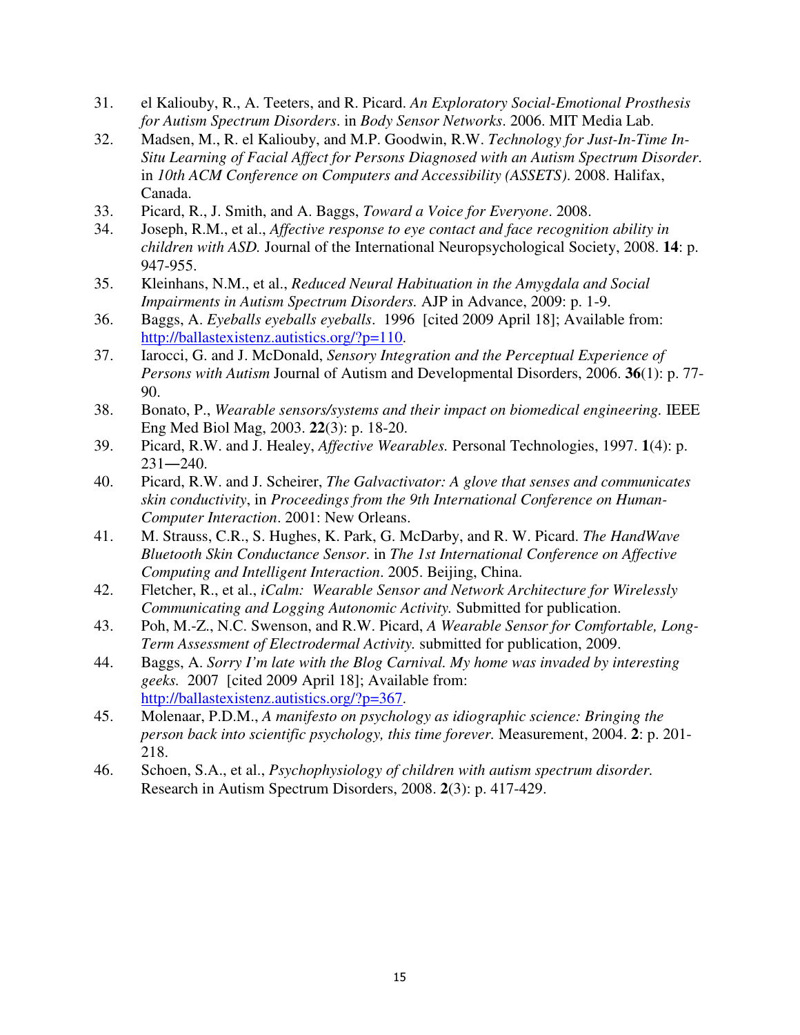31. el Kaliouby, R., A. Teeters, and R. Picard. *An Exploratory Social-Emotional Prosthesis for Autism Spectrum Disorders*. in *Body Sensor Networks*. 2006. MIT Media Lab.
32. Madsen, M., R. el Kaliouby, and M.P. Goodwin, R.W. *Technology for Just-In-Time In-Situ Learning of Facial Affect for Persons Diagnosed with an Autism Spectrum Disorder*. in *10th ACM Conference on Computers and Accessibility (ASSETS)*. 2008. Halifax, Canada.
33. Picard, R., J. Smith, and A. Baggs, *Toward a Voice for Everyone*. 2008.
34. Joseph, R.M., et al., *Affective response to eye contact and face recognition ability in children with ASD.* Journal of the International Neuropsychological Society, 2008. **14**: p. 947-955.
35. Kleinhans, N.M., et al., *Reduced Neural Habituation in the Amygdala and Social Impairments in Autism Spectrum Disorders.* AJP in Advance, 2009: p. 1-9.
36. Baggs, A. *Eyeballs eyeballs eyeballs*. 1996 [cited 2009 April 18]; Available from: http://ballastexistenz.autistics.org/?p=110.
37. Iarocci, G. and J. McDonald, *Sensory Integration and the Perceptual Experience of Persons with Autism* Journal of Autism and Developmental Disorders, 2006. **36**(1): p. 77-90.
38. Bonato, P., *Wearable sensors/systems and their impact on biomedical engineering.* IEEE Eng Med Biol Mag, 2003. **22**(3): p. 18-20.
39. Picard, R.W. and J. Healey, *Affective Wearables.* Personal Technologies, 1997. **1**(4): p. 231―240.
40. Picard, R.W. and J. Scheirer, *The Galvactivator: A glove that senses and communicates skin conductivity*, in *Proceedings from the 9th International Conference on Human-Computer Interaction*. 2001: New Orleans.
41. M. Strauss, C.R., S. Hughes, K. Park, G. McDarby, and R. W. Picard. *The HandWave Bluetooth Skin Conductance Sensor*. in *The 1st International Conference on Affective Computing and Intelligent Interaction*. 2005. Beijing, China.
42. Fletcher, R., et al., *iCalm: Wearable Sensor and Network Architecture for Wirelessly Communicating and Logging Autonomic Activity.* Submitted for publication.
43. Poh, M.-Z., N.C. Swenson, and R.W. Picard, *A Wearable Sensor for Comfortable, Long-Term Assessment of Electrodermal Activity.* submitted for publication, 2009.
44. Baggs, A. *Sorry I'm late with the Blog Carnival. My home was invaded by interesting geeks.* 2007 [cited 2009 April 18]; Available from: http://ballastexistenz.autistics.org/?p=367.
45. Molenaar, P.D.M., *A manifesto on psychology as idiographic science: Bringing the person back into scientific psychology, this time forever.* Measurement, 2004. **2**: p. 201-218.
46. Schoen, S.A., et al., *Psychophysiology of children with autism spectrum disorder.* Research in Autism Spectrum Disorders, 2008. **2**(3): p. 417-429.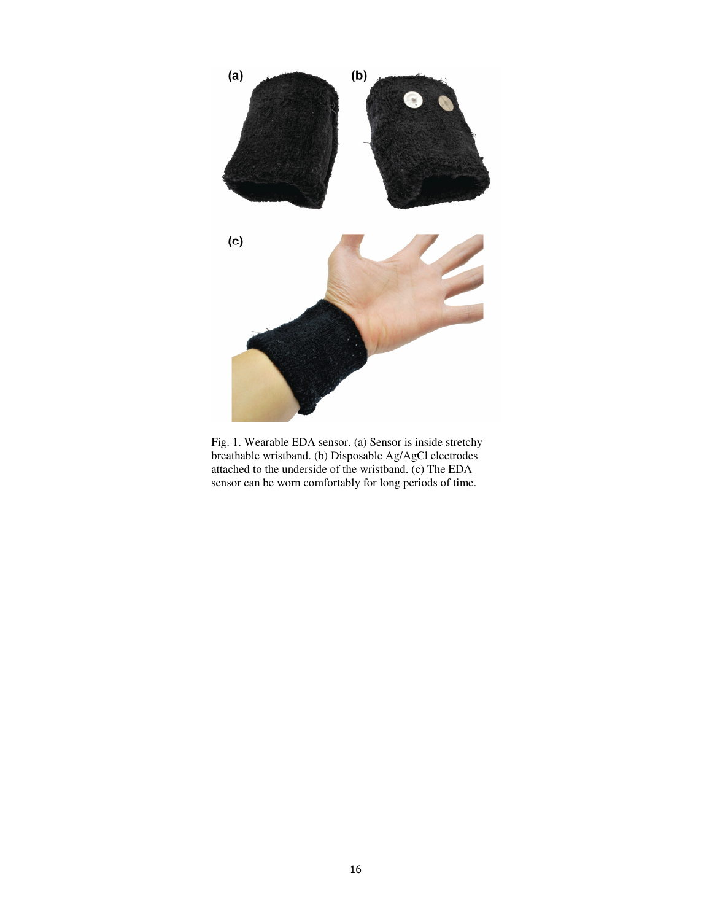Fig. 1. Wearable EDA sensor. (a) Sensor is inside stretchy breathable wristband. (b) Disposable Ag/AgCl electrodes attached to the underside of the wristband. (c) The EDA sensor can be worn comfortably for long periods of time.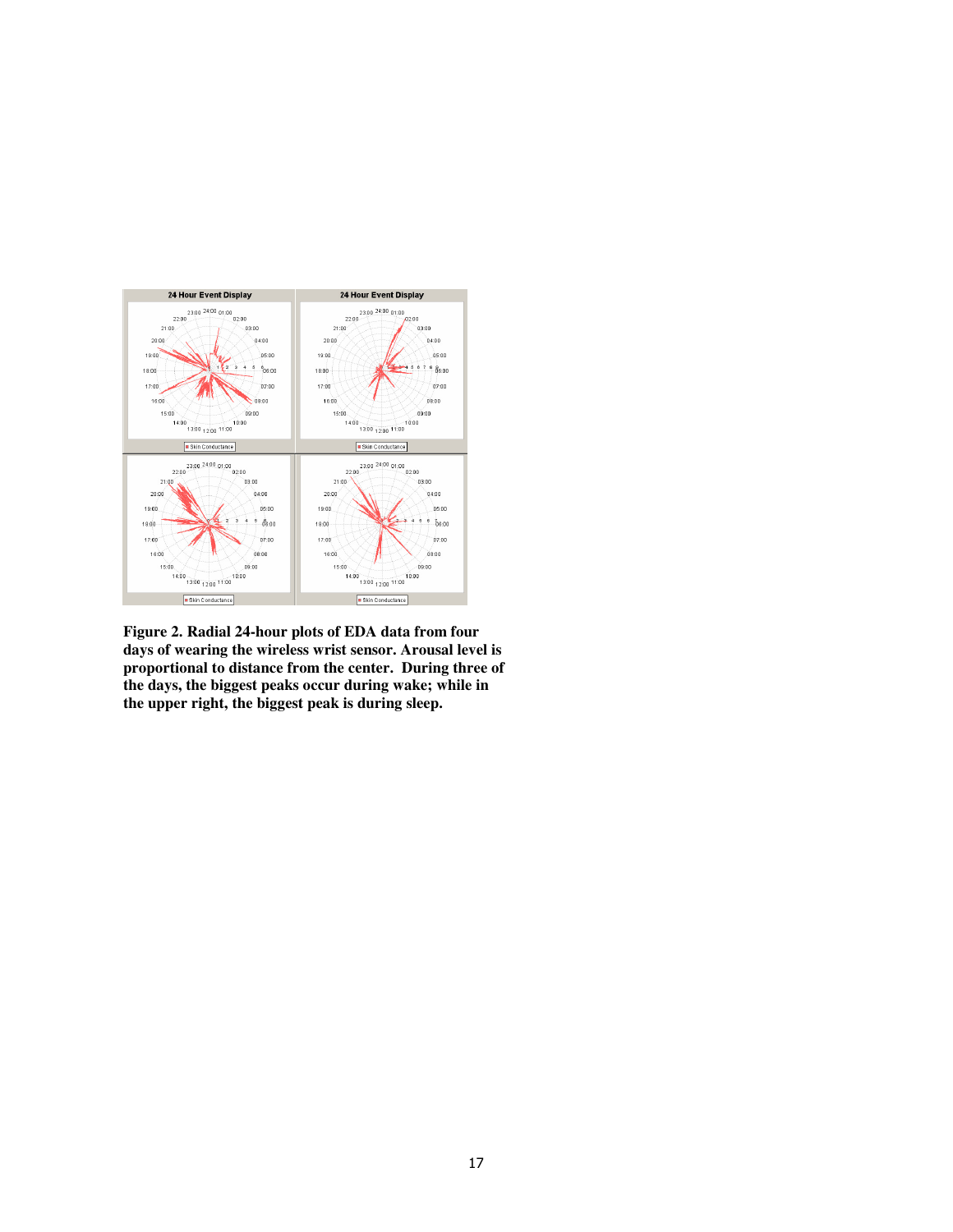**Figure 2. Radial 24-hour plots of EDA data from four days of wearing the wireless wrist sensor. Arousal level is proportional to distance from the center. During three of the days, the biggest peaks occur during wake; while in the upper right, the biggest peak is during sleep.**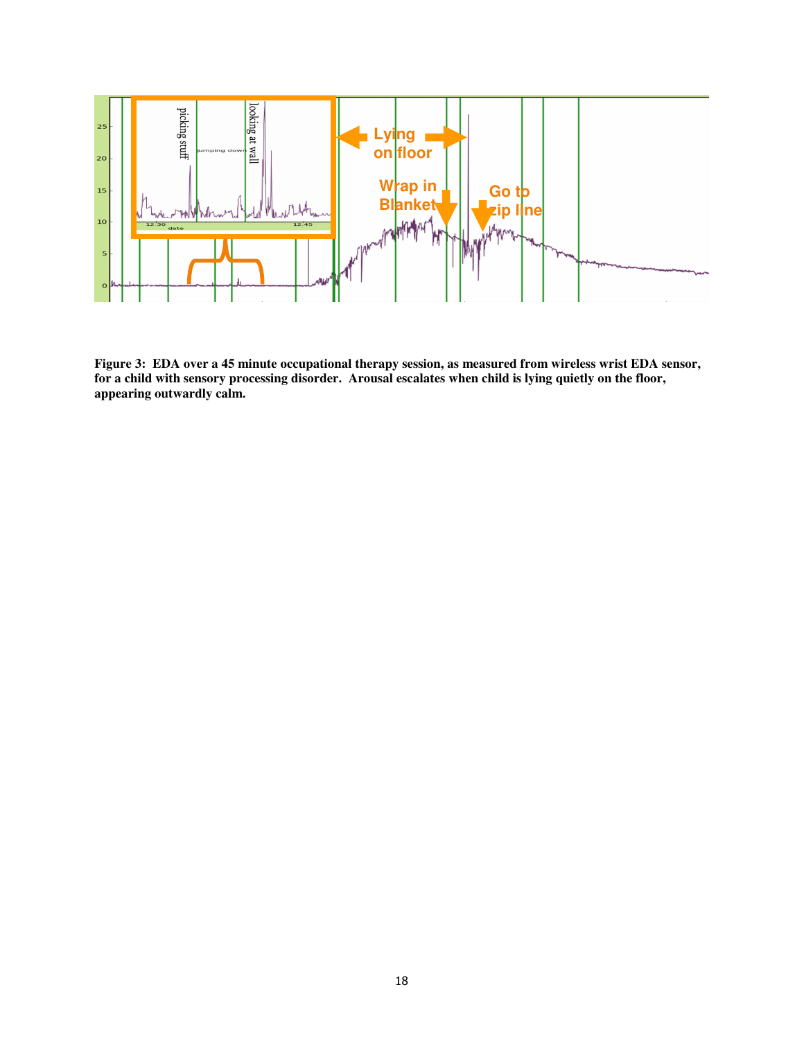25

20

15

10

5

0

picking stuff

jumping down

looking at wall

12:30

date

12:45

Lying on floor

Wrap in Blanket

Go to zip line

**Figure 3: EDA over a 45 minute occupational therapy session, as measured from wireless wrist EDA sensor, for a child with sensory processing disorder. Arousal escalates when child is lying quietly on the floor, appearing outwardly calm.**